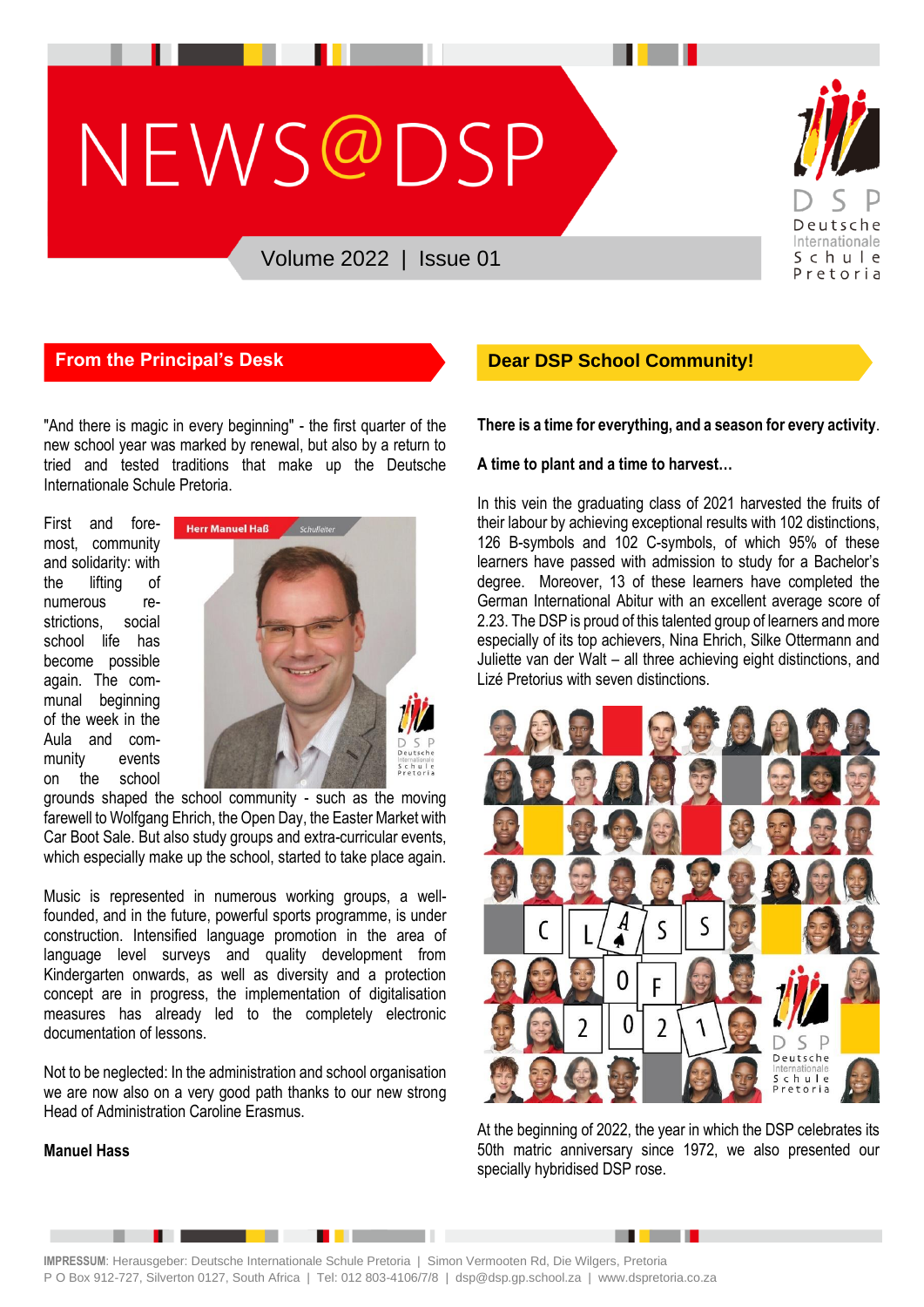# NEWS@DSP

Volume 2022 | Issue 01

## From the Principal's Desk

"And there is magic in every beginning" - the first quarter of the new school year was marked by renewal, but also by a return to tried and tested traditions that make up the Deutsche Internationale Schule Pretoria.

First and foremost, community and solidarity: with the lifting of numerous restrictions, social school life has become possible again. The communal beginning of the week in the Aula and community events on the school grounds shaped the school community - such as the moving farewell to Wolfgang Ehrich, the Open Day, the Easter Market with Car Boot Sale. But also study groups and extra-curricular events, which especially make up the school, started to take place again.

Music is represented in numerous working groups, a well-founded, and in the future, powerful sports programme, is under construction. Intensified language promotion in the area of language level surveys and quality development from Kindergarten onwards, as well as diversity and a protection concept are in progress, the implementation of digitalisation measures has already led to the completely electronic documentation of lessons.

Not to be neglected: In the administration and school organisation we are now also on a very good path thanks to our new strong Head of Administration Caroline Erasmus.

**Manuel Hass**

## Dear DSP School Community!

**There is a time for everything, and a season for every activity**.

**A time to plant and a time to harvest…**

In this vein the graduating class of 2021 harvested the fruits of their labour by achieving exceptional results with 102 distinctions, 126 B-symbols and 102 C-symbols, of which 95% of these learners have passed with admission to study for a Bachelor's degree. Moreover, 13 of these learners have completed the German International Abitur with an excellent average score of 2.23. The DSP is proud of this talented group of learners and more especially of its top achievers, Nina Ehrich, Silke Ottermann and Juliette van der Walt – all three achieving eight distinctions, and Lizé Pretorius with seven distinctions.

At the beginning of 2022, the year in which the DSP celebrates its 50th matric anniversary since 1972, we also presented our specially hybridised DSP rose.

**IMPRESSUM**: Herausgeber: Deutsche Internationale Schule Pretoria | Simon Vermooten Rd, Die Wilgers, Pretoria
P O Box 912-727, Silverton 0127, South Africa | Tel: 012 803-4106/7/8 | dsp@dsp.gp.school.za | www.dspretoria.co.za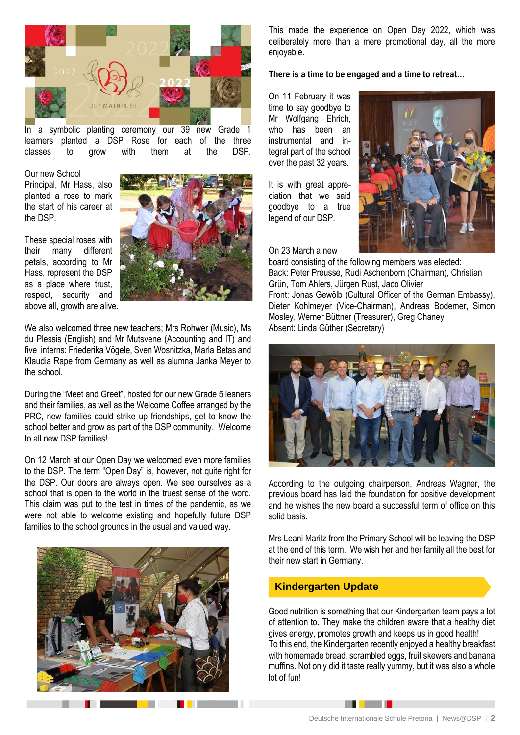In a symbolic planting ceremony our 39 new Grade 1 learners planted a DSP Rose for each of the three classes to grow with them at the DSP.

Our new School Principal, Mr Hass, also planted a rose to mark the start of his career at the DSP.

These special roses with their many different petals, according to Mr Hass, represent the DSP as a place where trust, respect, security and above all, growth are alive.

We also welcomed three new teachers; Mrs Rohwer (Music), Ms du Plessis (English) and Mr Mutsvene (Accounting and IT) and five interns: Friederika Vögele, Sven Wosnitzka, Marla Betas and Klaudia Rape from Germany as well as alumna Janka Meyer to the school.

During the "Meet and Greet", hosted for our new Grade 5 leaners and their families, as well as the Welcome Coffee arranged by the PRC, new families could strike up friendships, get to know the school better and grow as part of the DSP community. Welcome to all new DSP families!

On 12 March at our Open Day we welcomed even more families to the DSP. The term "Open Day" is, however, not quite right for the DSP. Our doors are always open. We see ourselves as a school that is open to the world in the truest sense of the word. This claim was put to the test in times of the pandemic, as we were not able to welcome existing and hopefully future DSP families to the school grounds in the usual and valued way.

This made the experience on Open Day 2022, which was deliberately more than a mere promotional day, all the more enjoyable.

**There is a time to be engaged and a time to retreat…**

On 11 February it was time to say goodbye to Mr Wolfgang Ehrich, who has been an instrumental and integral part of the school over the past 32 years.

It is with great appreciation that we said goodbye to a true legend of our DSP.

On 23 March a new board consisting of the following members was elected:
Back: Peter Preusse, Rudi Aschenborn (Chairman), Christian Grün, Tom Ahlers, Jürgen Rust, Jaco Olivier
Front: Jonas Gewölb (Cultural Officer of the German Embassy), Dieter Kohlmeyer (Vice-Chairman), Andreas Bodemer, Simon Mosley, Werner Büttner (Treasurer), Greg Chaney
Absent: Linda Güther (Secretary)

According to the outgoing chairperson, Andreas Wagner, the previous board has laid the foundation for positive development and he wishes the new board a successful term of office on this solid basis.

Mrs Leani Maritz from the Primary School will be leaving the DSP at the end of this term. We wish her and her family all the best for their new start in Germany.

## Kindergarten Update

Good nutrition is something that our Kindergarten team pays a lot of attention to. They make the children aware that a healthy diet gives energy, promotes growth and keeps us in good health!
To this end, the Kindergarten recently enjoyed a healthy breakfast with homemade bread, scrambled eggs, fruit skewers and banana muffins. Not only did it taste really yummy, but it was also a whole lot of fun!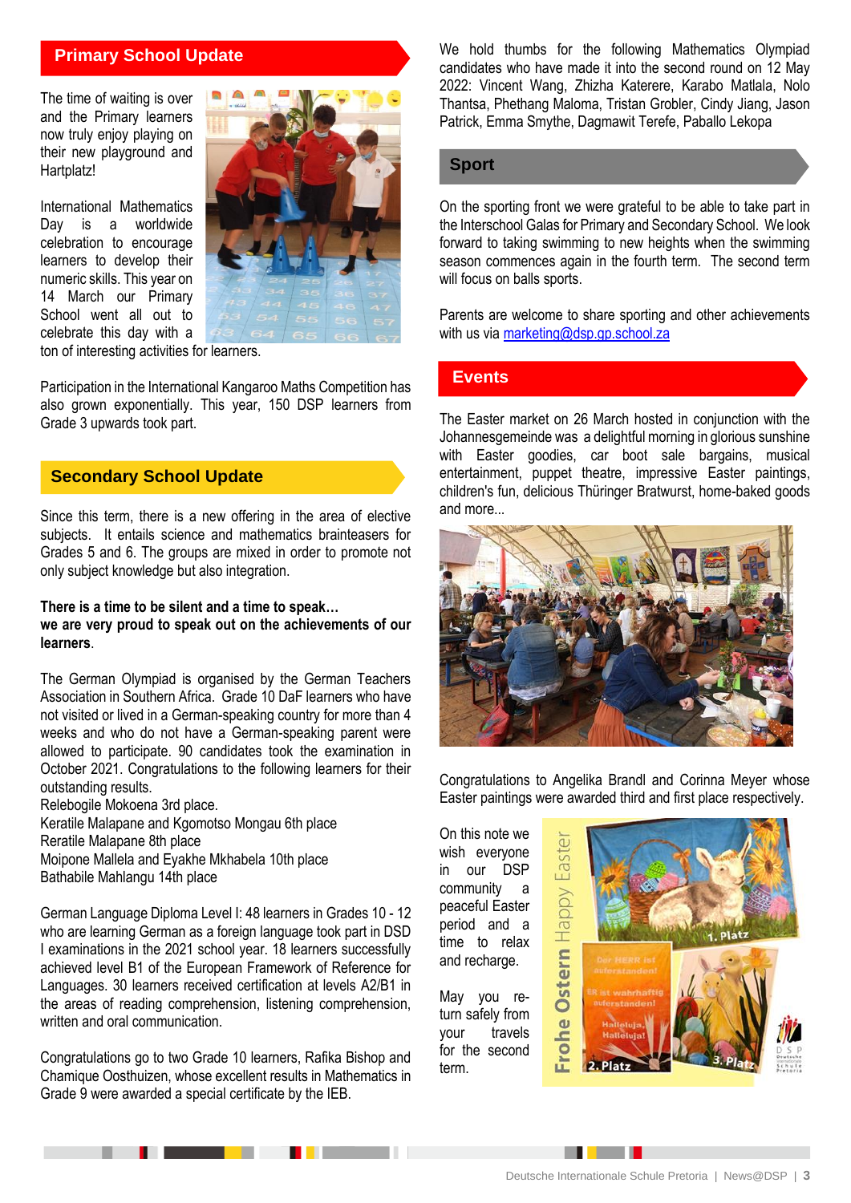## Primary School Update

The time of waiting is over and the Primary learners now truly enjoy playing on their new playground and Hartplatz!

International Mathematics Day is a worldwide celebration to encourage learners to develop their numeric skills. This year on 14 March our Primary School went all out to celebrate this day with a ton of interesting activities for learners.

Participation in the International Kangaroo Maths Competition has also grown exponentially. This year, 150 DSP learners from Grade 3 upwards took part.

## Secondary School Update

Since this term, there is a new offering in the area of elective subjects. It entails science and mathematics brainteasers for Grades 5 and 6. The groups are mixed in order to promote not only subject knowledge but also integration.

**There is a time to be silent and a time to speak…**
**we are very proud to speak out on the achievements of our learners**.

The German Olympiad is organised by the German Teachers Association in Southern Africa. Grade 10 DaF learners who have not visited or lived in a German-speaking country for more than 4 weeks and who do not have a German-speaking parent were allowed to participate. 90 candidates took the examination in October 2021. Congratulations to the following learners for their outstanding results.
Relebogile Mokoena 3rd place.
Keratile Malapane and Kgomotso Mongau 6th place
Reratile Malapane 8th place
Moipone Mallela and Eyakhe Mkhabela 10th place
Bathabile Mahlangu 14th place

German Language Diploma Level I: 48 learners in Grades 10 - 12 who are learning German as a foreign language took part in DSD I examinations in the 2021 school year. 18 learners successfully achieved level B1 of the European Framework of Reference for Languages. 30 learners received certification at levels A2/B1 in the areas of reading comprehension, listening comprehension, written and oral communication.

Congratulations go to two Grade 10 learners, Rafika Bishop and Chamique Oosthuizen, whose excellent results in Mathematics in Grade 9 were awarded a special certificate by the IEB.

We hold thumbs for the following Mathematics Olympiad candidates who have made it into the second round on 12 May 2022: Vincent Wang, Zhizha Katerere, Karabo Matlala, Nolo Thantsa, Phethang Maloma, Tristan Grobler, Cindy Jiang, Jason Patrick, Emma Smythe, Dagmawit Terefe, Paballo Lekopa

## Sport

On the sporting front we were grateful to be able to take part in the Interschool Galas for Primary and Secondary School. We look forward to taking swimming to new heights when the swimming season commences again in the fourth term. The second term will focus on balls sports.

Parents are welcome to share sporting and other achievements with us via marketing@dsp.gp.school.za

## Events

The Easter market on 26 March hosted in conjunction with the Johannesgemeinde was a delightful morning in glorious sunshine with Easter goodies, car boot sale bargains, musical entertainment, puppet theatre, impressive Easter paintings, children's fun, delicious Thüringer Bratwurst, home-baked goods and more...

Congratulations to Angelika Brandl and Corinna Meyer whose Easter paintings were awarded third and first place respectively.

On this note we wish everyone in our DSP community a peaceful Easter period and a time to relax and recharge.

May you return safely from your travels for the second term.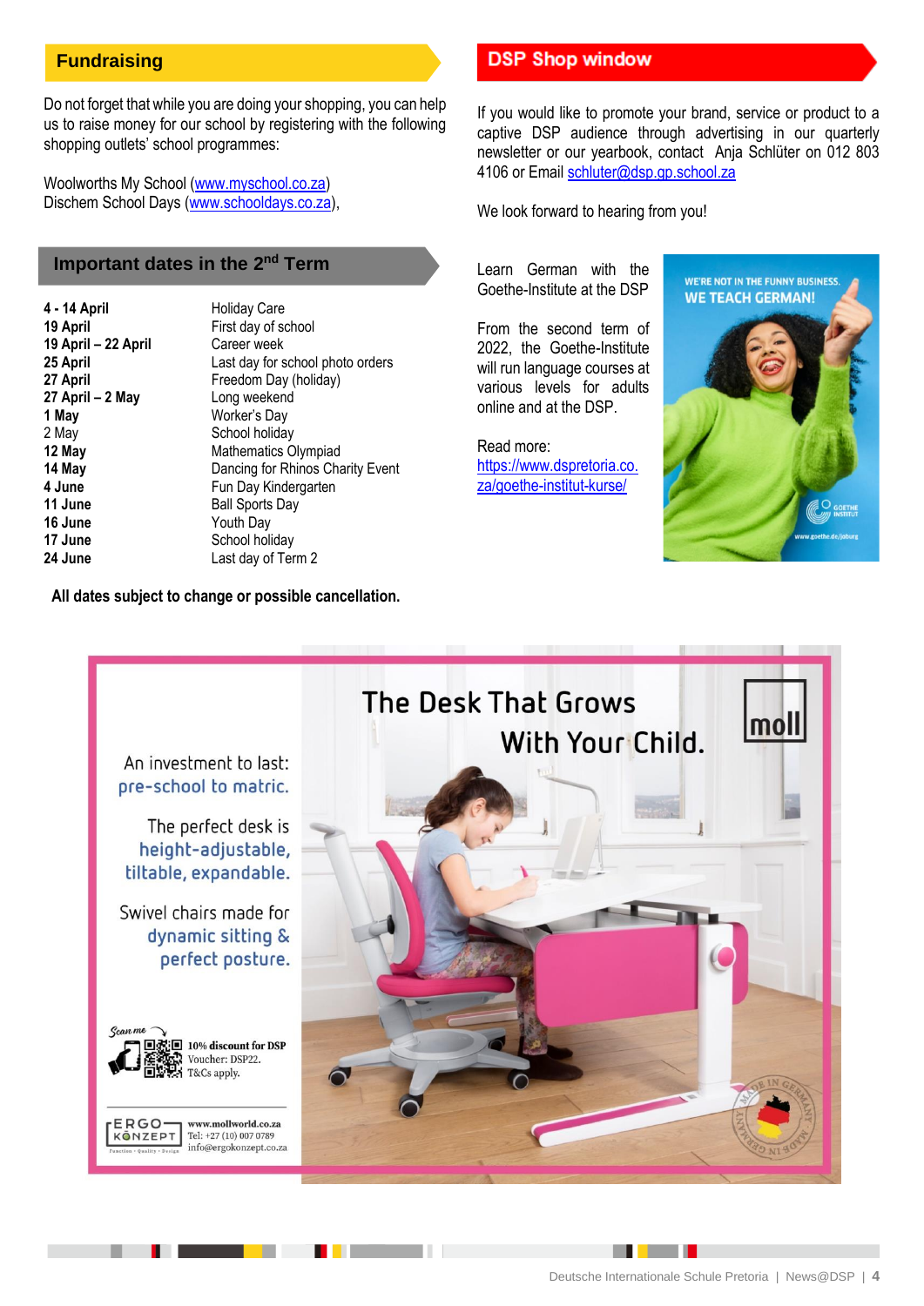## Fundraising

Do not forget that while you are doing your shopping, you can help us to raise money for our school by registering with the following shopping outlets' school programmes:

Woolworths My School (www.myschool.co.za)
Dischem School Days (www.schooldays.co.za),

## Important dates in the 2nd Term

| | |
|---|---|
| **4 - 14 April** | Holiday Care |
| **19 April** | First day of school |
| **19 April – 22 April** | Career week |
| **25 April** | Last day for school photo orders |
| **27 April** | Freedom Day (holiday) |
| **27 April – 2 May** | Long weekend |
| **1 May** | Worker's Day |
| 2 May | School holiday |
| **12 May** | Mathematics Olympiad |
| **14 May** | Dancing for Rhinos Charity Event |
| **4 June** | Fun Day Kindergarten |
| **11 June** | Ball Sports Day |
| **16 June** | Youth Day |
| **17 June** | School holiday |
| **24 June** | Last day of Term 2 |

**All dates subject to change or possible cancellation.**

## DSP Shop window

If you would like to promote your brand, service or product to a captive DSP audience through advertising in our quarterly newsletter or our yearbook, contact Anja Schlüter on 012 803 4106 or Email schluter@dsp.gp.school.za

We look forward to hearing from you!

Learn German with the Goethe-Institute at the DSP

From the second term of 2022, the Goethe-Institute will run language courses at various levels for adults online and at the DSP.

Read more:
https://www.dspretoria.co.za/goethe-institut-kurse/

WE'RE NOT IN THE FUNNY BUSINESS.
WE TEACH GERMAN!

GOETHE INSTITUT
www.goethe.de/joburg

The Desk That Grows With Your Child.

moll

An investment to last: pre-school to matric.

The perfect desk is height-adjustable, tiltable, expandable.

Swivel chairs made for dynamic sitting & perfect posture.

Scan me

10% discount for DSP
Voucher: DSP22.
T&Cs apply.

ERGO KONZEPT
Function · Quality · Design

www.mollworld.co.za
Tel: +27 (10) 007 0789
info@ergokonzept.co.za

MADE IN GERMANY